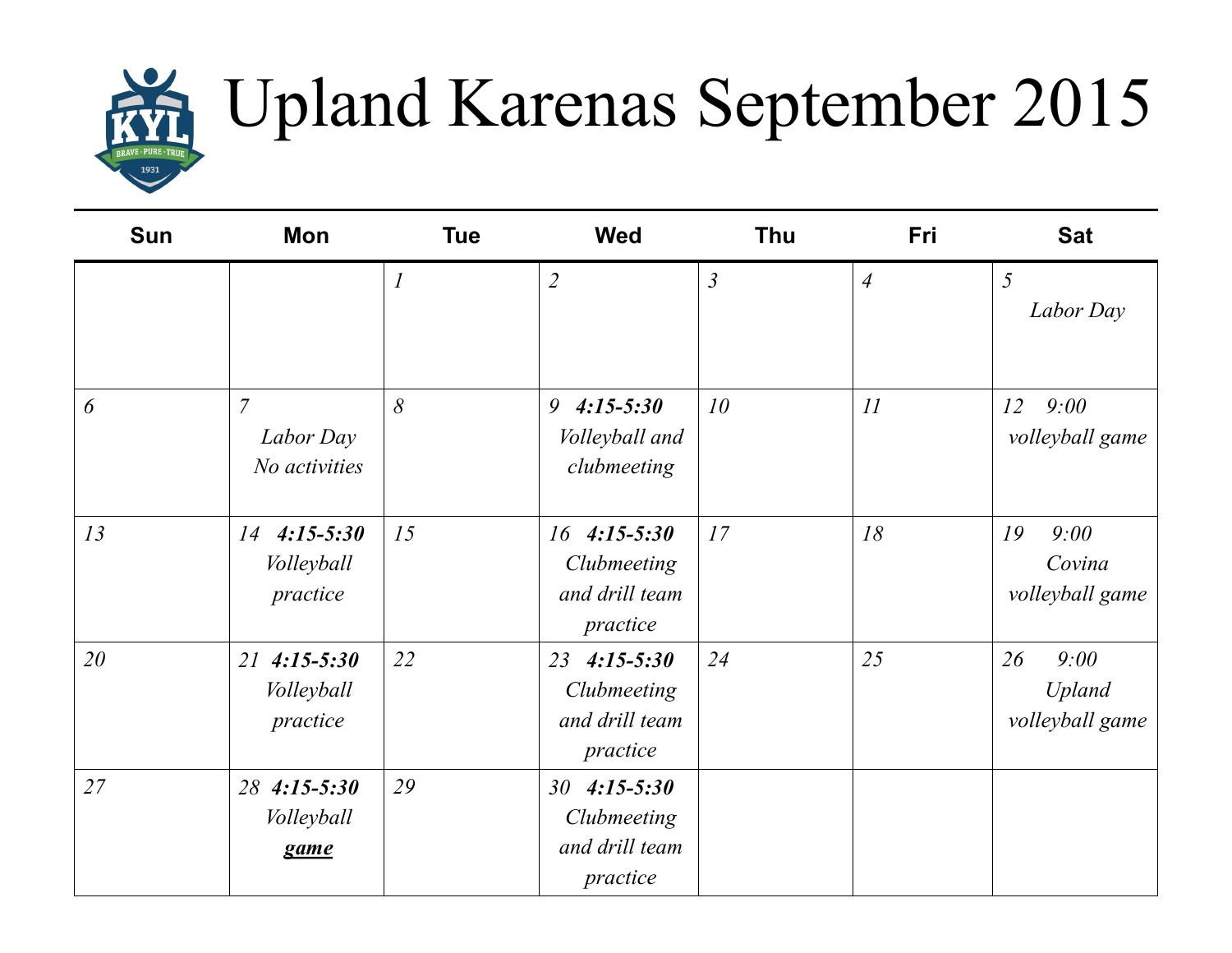# Upland Karenas September 2015

| Sun | Mon | Tue | Wed | Thu | Fri | Sat |
|---|---|---|---|---|---|---|
| | | *1* | *2* | *3* | *4* | *5* *Labor Day* |
| *6* | *7* *Labor Day No activities* | *8* | *9* ***4:15-5:30*** *Volleyball and clubmeeting* | *10* | *11* | *12* *9:00 volleyball game* |
| *13* | *14* ***4:15-5:30*** *Volleyball practice* | *15* | *16* ***4:15-5:30*** *Clubmeeting and drill team practice* | *17* | *18* | *19* *9:00 Covina volleyball game* |
| *20* | *21* ***4:15-5:30*** *Volleyball practice* | *22* | *23* ***4:15-5:30*** *Clubmeeting and drill team practice* | *24* | *25* | *26* *9:00 Upland volleyball game* |
| *27* | *28* ***4:15-5:30*** *Volleyball* ***game*** | *29* | *30* ***4:15-5:30*** *Clubmeeting and drill team practice* | | | |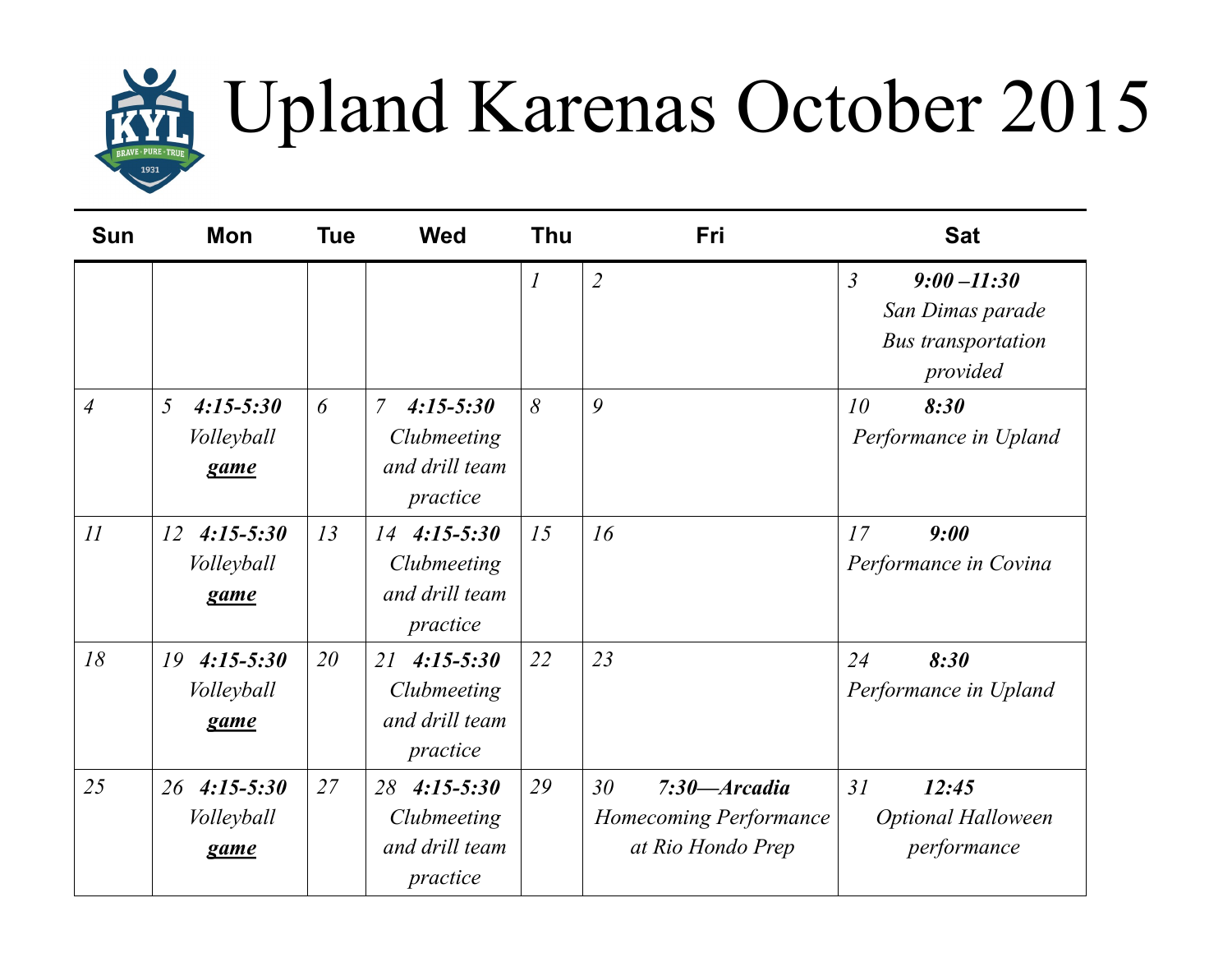# Upland Karenas October 2015

| Sun | Mon | Tue | Wed | Thu | Fri | Sat |
|---|---|---|---|---|---|---|
| | | | | *1* | *2* | *3* ***9:00 –11:30*** *San Dimas parade Bus transportation provided* |
| *4* | *5* ***4:15-5:30*** *Volleyball* ***game*** | *6* | *7* ***4:15-5:30*** *Clubmeeting and drill team practice* | *8* | *9* | *10* ***8:30*** *Performance in Upland* |
| *11* | *12* ***4:15-5:30*** *Volleyball* ***game*** | *13* | *14* ***4:15-5:30*** *Clubmeeting and drill team practice* | *15* | *16* | *17* ***9:00*** *Performance in Covina* |
| *18* | *19* ***4:15-5:30*** *Volleyball* ***game*** | *20* | *21* ***4:15-5:30*** *Clubmeeting and drill team practice* | *22* | *23* | *24* ***8:30*** *Performance in Upland* |
| *25* | *26* ***4:15-5:30*** *Volleyball* ***game*** | *27* | *28* ***4:15-5:30*** *Clubmeeting and drill team practice* | *29* | *30* ***7:30—Arcadia*** *Homecoming Performance at Rio Hondo Prep* | *31* ***12:45*** *Optional Halloween performance* |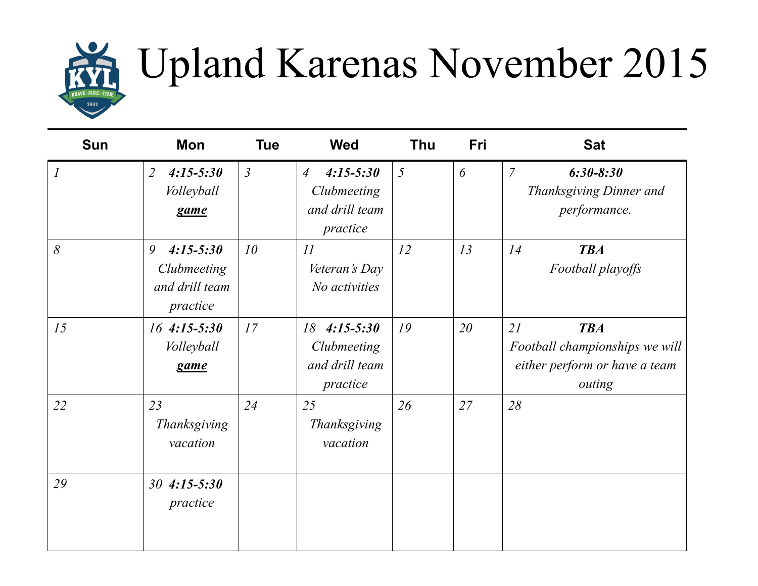# Upland Karenas November 2015

| Sun | Mon | Tue | Wed | Thu | Fri | Sat |
|---|---|---|---|---|---|---|
| *1* | *2* ***4:15-5:30*** *Volleyball* ***game*** | *3* | *4* ***4:15-5:30*** *Clubmeeting and drill team practice* | *5* | *6* | *7* ***6:30-8:30*** *Thanksgiving Dinner and performance.* |
| *8* | *9* ***4:15-5:30*** *Clubmeeting and drill team practice* | *10* | *11* *Veteran's Day No activities* | *12* | *13* | *14* ***TBA*** *Football playoffs* |
| *15* | *16* ***4:15-5:30*** *Volleyball* ***game*** | *17* | *18* ***4:15-5:30*** *Clubmeeting and drill team practice* | *19* | *20* | *21* ***TBA*** *Football championships we will either perform or have a team outing* |
| *22* | *23* *Thanksgiving vacation* | *24* | *25* *Thanksgiving vacation* | *26* | *27* | *28* |
| *29* | *30* ***4:15-5:30*** *practice* | | | | | |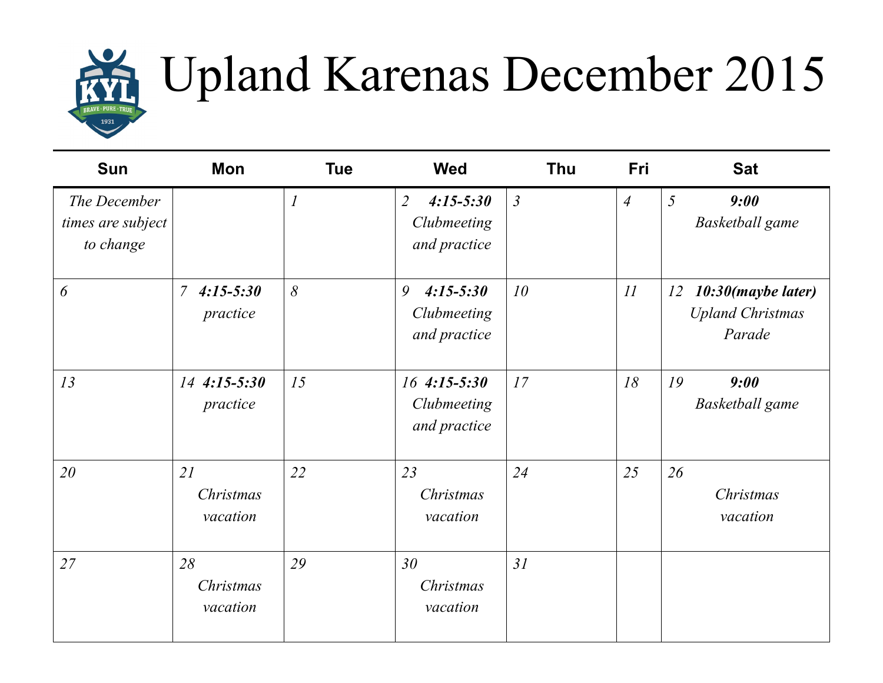# Upland Karenas December 2015

| Sun | Mon | Tue | Wed | Thu | Fri | Sat |
|---|---|---|---|---|---|---|
| *The December times are subject to change* | | *1* | *2* ***4:15-5:30*** *Clubmeeting and practice* | *3* | *4* | *5* ***9:00*** *Basketball game* |
| *6* | *7* ***4:15-5:30*** *practice* | *8* | *9* ***4:15-5:30*** *Clubmeeting and practice* | *10* | *11* | *12* ***10:30(maybe later)*** *Upland Christmas Parade* |
| *13* | *14* ***4:15-5:30*** *practice* | *15* | *16* ***4:15-5:30*** *Clubmeeting and practice* | *17* | *18* | *19* ***9:00*** *Basketball game* |
| *20* | *21* *Christmas vacation* | *22* | *23* *Christmas vacation* | *24* | *25* | *26* *Christmas vacation* |
| *27* | *28* *Christmas vacation* | *29* | *30* *Christmas vacation* | *31* | | |